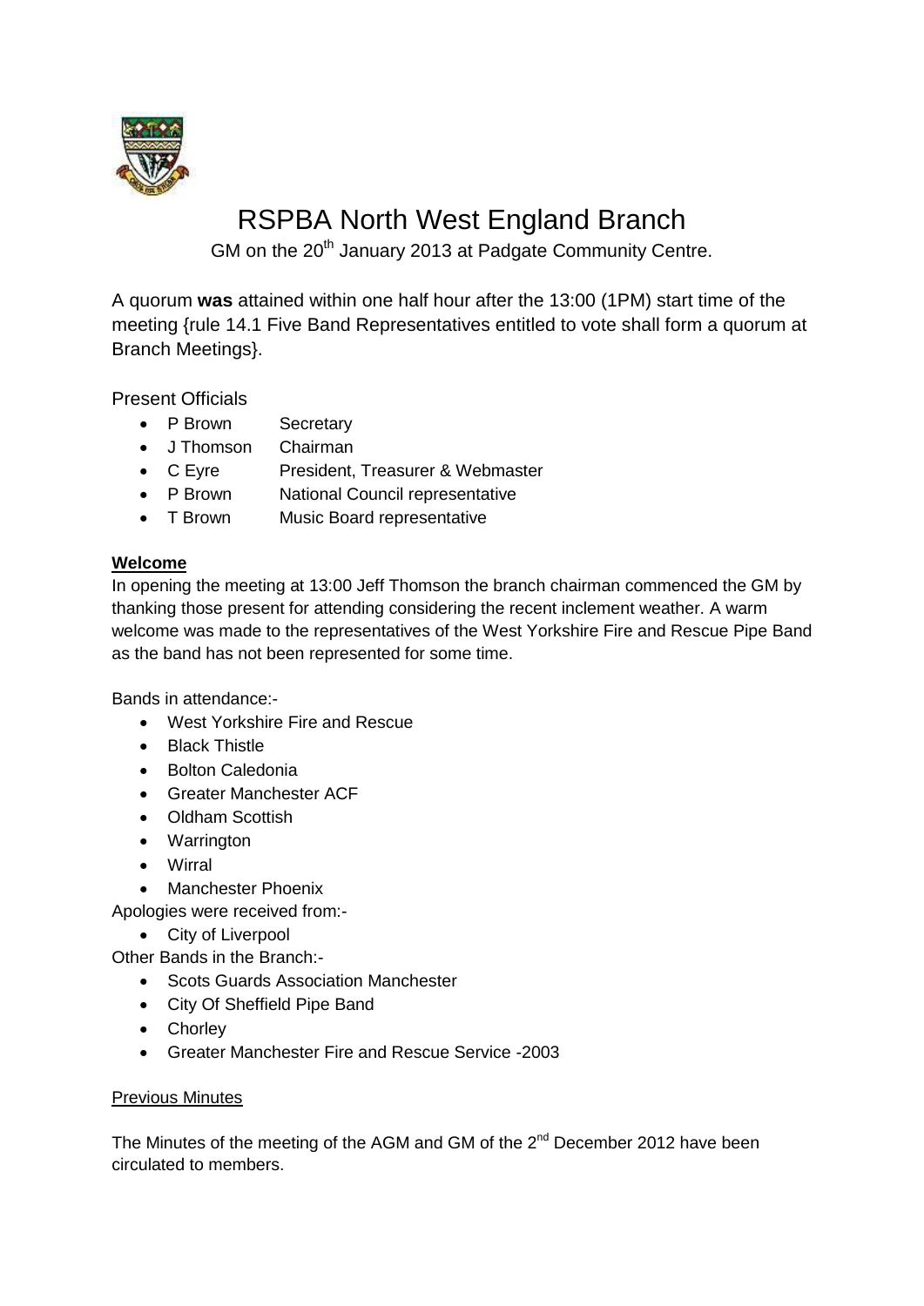# RSPBA North West England Branch

GM on the 20th January 2013 at Padgate Community Centre.

A quorum **was** attained within one half hour after the 13:00 (1PM) start time of the meeting {rule 14.1 Five Band Representatives entitled to vote shall form a quorum at Branch Meetings}.

Present Officials

- P Brown Secretary
- J Thomson Chairman
- C Eyre President, Treasurer & Webmaster
- P Brown National Council representative
- T Brown Music Board representative

**Welcome**

In opening the meeting at 13:00 Jeff Thomson the branch chairman commenced the GM by thanking those present for attending considering the recent inclement weather. A warm welcome was made to the representatives of the West Yorkshire Fire and Rescue Pipe Band as the band has not been represented for some time.

Bands in attendance:-

- West Yorkshire Fire and Rescue
- Black Thistle
- Bolton Caledonia
- Greater Manchester ACF
- Oldham Scottish
- Warrington
- Wirral
- Manchester Phoenix

Apologies were received from:-

- City of Liverpool

Other Bands in the Branch:-

- Scots Guards Association Manchester
- City Of Sheffield Pipe Band
- Chorley
- Greater Manchester Fire and Rescue Service -2003

Previous Minutes

The Minutes of the meeting of the AGM and GM of the 2nd December 2012 have been circulated to members.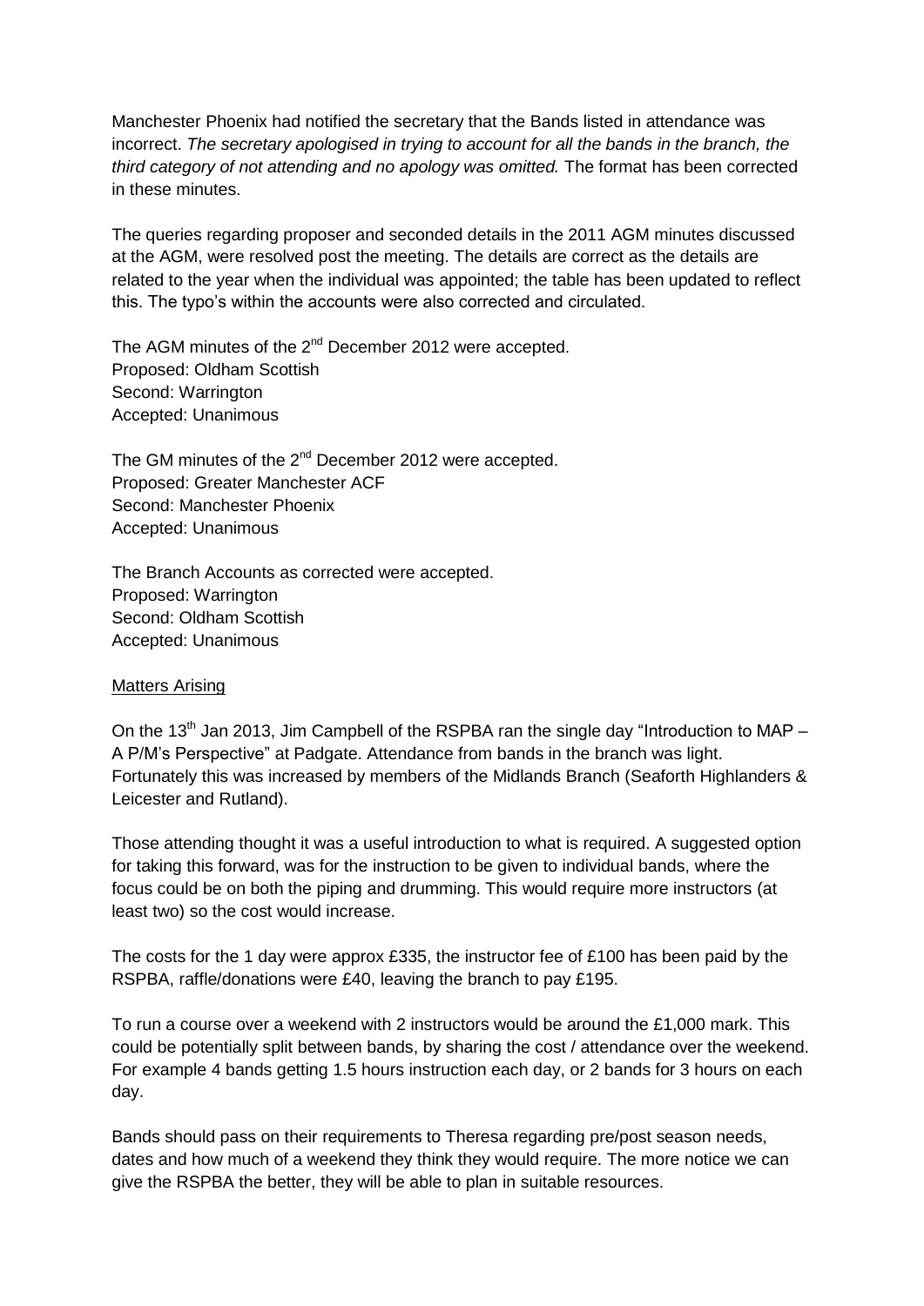Manchester Phoenix had notified the secretary that the Bands listed in attendance was incorrect. *The secretary apologised in trying to account for all the bands in the branch, the third category of not attending and no apology was omitted.* The format has been corrected in these minutes.

The queries regarding proposer and seconded details in the 2011 AGM minutes discussed at the AGM, were resolved post the meeting. The details are correct as the details are related to the year when the individual was appointed; the table has been updated to reflect this. The typo's within the accounts were also corrected and circulated.

The AGM minutes of the 2nd December 2012 were accepted.
Proposed: Oldham Scottish
Second: Warrington
Accepted: Unanimous

The GM minutes of the 2nd December 2012 were accepted.
Proposed: Greater Manchester ACF
Second: Manchester Phoenix
Accepted: Unanimous

The Branch Accounts as corrected were accepted.
Proposed: Warrington
Second: Oldham Scottish
Accepted: Unanimous

<u>Matters Arising</u>

On the 13th Jan 2013, Jim Campbell of the RSPBA ran the single day "Introduction to MAP – A P/M's Perspective" at Padgate. Attendance from bands in the branch was light. Fortunately this was increased by members of the Midlands Branch (Seaforth Highlanders & Leicester and Rutland).

Those attending thought it was a useful introduction to what is required. A suggested option for taking this forward, was for the instruction to be given to individual bands, where the focus could be on both the piping and drumming. This would require more instructors (at least two) so the cost would increase.

The costs for the 1 day were approx £335, the instructor fee of £100 has been paid by the RSPBA, raffle/donations were £40, leaving the branch to pay £195.

To run a course over a weekend with 2 instructors would be around the £1,000 mark. This could be potentially split between bands, by sharing the cost / attendance over the weekend. For example 4 bands getting 1.5 hours instruction each day, or 2 bands for 3 hours on each day.

Bands should pass on their requirements to Theresa regarding pre/post season needs, dates and how much of a weekend they think they would require. The more notice we can give the RSPBA the better, they will be able to plan in suitable resources.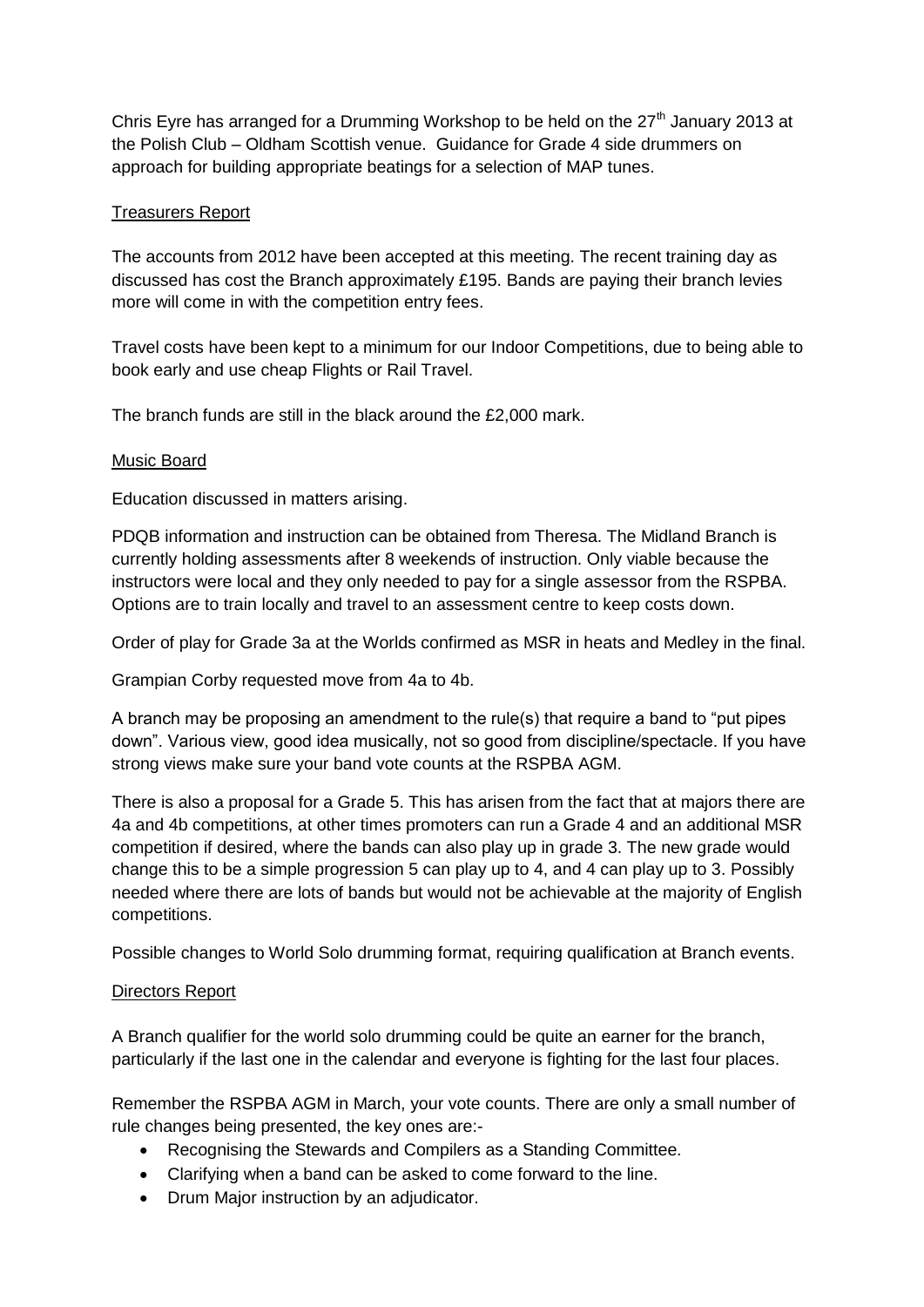Chris Eyre has arranged for a Drumming Workshop to be held on the 27th January 2013 at the Polish Club – Oldham Scottish venue. Guidance for Grade 4 side drummers on approach for building appropriate beatings for a selection of MAP tunes.

## Treasurers Report

The accounts from 2012 have been accepted at this meeting. The recent training day as discussed has cost the Branch approximately £195. Bands are paying their branch levies more will come in with the competition entry fees.

Travel costs have been kept to a minimum for our Indoor Competitions, due to being able to book early and use cheap Flights or Rail Travel.

The branch funds are still in the black around the £2,000 mark.

## Music Board

Education discussed in matters arising.

PDQB information and instruction can be obtained from Theresa. The Midland Branch is currently holding assessments after 8 weekends of instruction. Only viable because the instructors were local and they only needed to pay for a single assessor from the RSPBA. Options are to train locally and travel to an assessment centre to keep costs down.

Order of play for Grade 3a at the Worlds confirmed as MSR in heats and Medley in the final.

Grampian Corby requested move from 4a to 4b.

A branch may be proposing an amendment to the rule(s) that require a band to "put pipes down". Various view, good idea musically, not so good from discipline/spectacle. If you have strong views make sure your band vote counts at the RSPBA AGM.

There is also a proposal for a Grade 5. This has arisen from the fact that at majors there are 4a and 4b competitions, at other times promoters can run a Grade 4 and an additional MSR competition if desired, where the bands can also play up in grade 3. The new grade would change this to be a simple progression 5 can play up to 4, and 4 can play up to 3. Possibly needed where there are lots of bands but would not be achievable at the majority of English competitions.

Possible changes to World Solo drumming format, requiring qualification at Branch events.

## Directors Report

A Branch qualifier for the world solo drumming could be quite an earner for the branch, particularly if the last one in the calendar and everyone is fighting for the last four places.

Remember the RSPBA AGM in March, your vote counts. There are only a small number of rule changes being presented, the key ones are:-

- Recognising the Stewards and Compilers as a Standing Committee.
- Clarifying when a band can be asked to come forward to the line.
- Drum Major instruction by an adjudicator.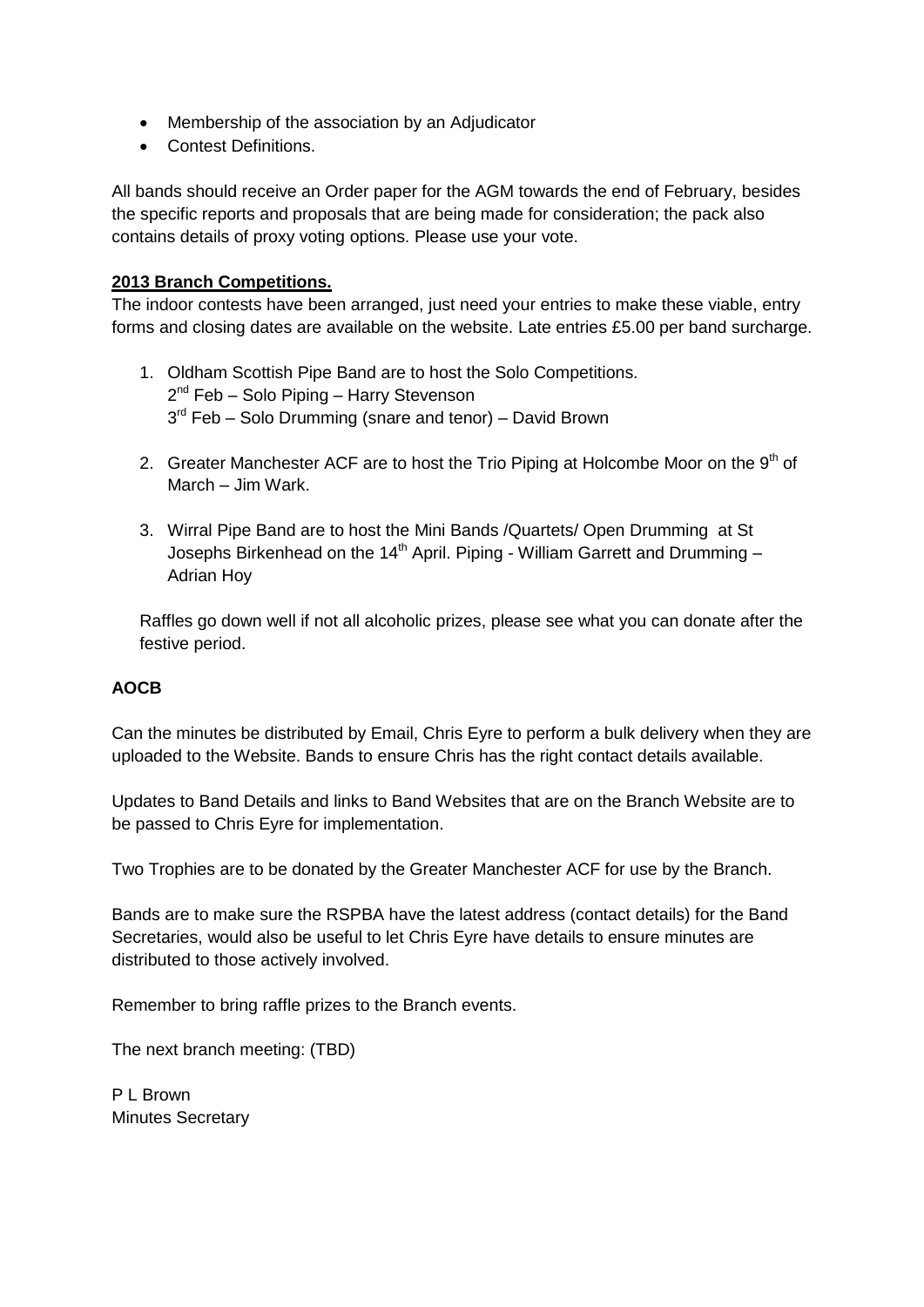- Membership of the association by an Adjudicator
- Contest Definitions.

All bands should receive an Order paper for the AGM towards the end of February, besides the specific reports and proposals that are being made for consideration; the pack also contains details of proxy voting options. Please use your vote.

**2013 Branch Competitions.**

The indoor contests have been arranged, just need your entries to make these viable, entry forms and closing dates are available on the website. Late entries £5.00 per band surcharge.

1. Oldham Scottish Pipe Band are to host the Solo Competitions.
   2nd Feb – Solo Piping – Harry Stevenson
   3rd Feb – Solo Drumming (snare and tenor) – David Brown

2. Greater Manchester ACF are to host the Trio Piping at Holcombe Moor on the 9th of March – Jim Wark.

3. Wirral Pipe Band are to host the Mini Bands /Quartets/ Open Drumming at St Josephs Birkenhead on the 14th April. Piping - William Garrett and Drumming – Adrian Hoy

Raffles go down well if not all alcoholic prizes, please see what you can donate after the festive period.

**AOCB**

Can the minutes be distributed by Email, Chris Eyre to perform a bulk delivery when they are uploaded to the Website. Bands to ensure Chris has the right contact details available.

Updates to Band Details and links to Band Websites that are on the Branch Website are to be passed to Chris Eyre for implementation.

Two Trophies are to be donated by the Greater Manchester ACF for use by the Branch.

Bands are to make sure the RSPBA have the latest address (contact details) for the Band Secretaries, would also be useful to let Chris Eyre have details to ensure minutes are distributed to those actively involved.

Remember to bring raffle prizes to the Branch events.

The next branch meeting: (TBD)

P L Brown
Minutes Secretary